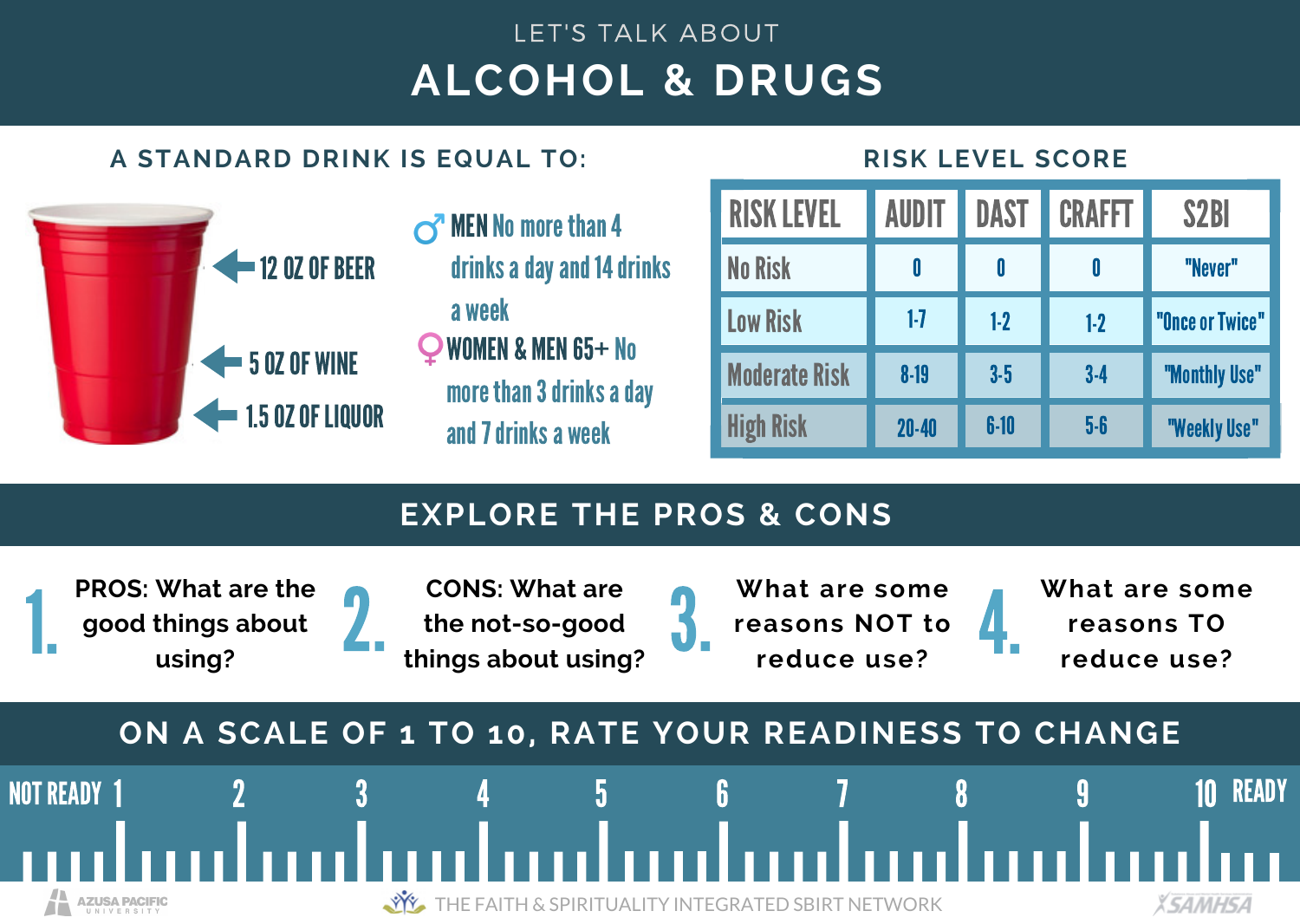LET'S TALK ABOUT

# ALCOHOL & DRUGS

## A STANDARD DRINK IS EQUAL TO:

- 12 OZ OF BEER
- 5 OZ OF WINE
- 1.5 OZ OF LIQUOR

♂ **MEN** No more than 4 drinks a day and 14 drinks a week

♀ **WOMEN & MEN 65+** No more than 3 drinks a day and 7 drinks a week

## RISK LEVEL SCORE

| RISK LEVEL | AUDIT | DAST | CRAFFT | S2BI |
|---|---|---|---|---|
| No Risk | 0 | 0 | 0 | "Never" |
| Low Risk | 1-7 | 1-2 | 1-2 | "Once or Twice" |
| Moderate Risk | 8-19 | 3-5 | 3-4 | "Monthly Use" |
| High Risk | 20-40 | 6-10 | 5-6 | "Weekly Use" |

## EXPLORE THE PROS & CONS

1. PROS: What are the good things about using?
2. CONS: What are the not-so-good things about using?
3. What are some reasons NOT to reduce use?
4. What are some reasons TO reduce use?

## ON A SCALE OF 1 TO 10, RATE YOUR READINESS TO CHANGE

NOT READY 1 2 3 4 5 6 7 8 9 10 READY

AZUSA PACIFIC UNIVERSITY

THE FAITH & SPIRITUALITY INTEGRATED SBIRT NETWORK

SAMHSA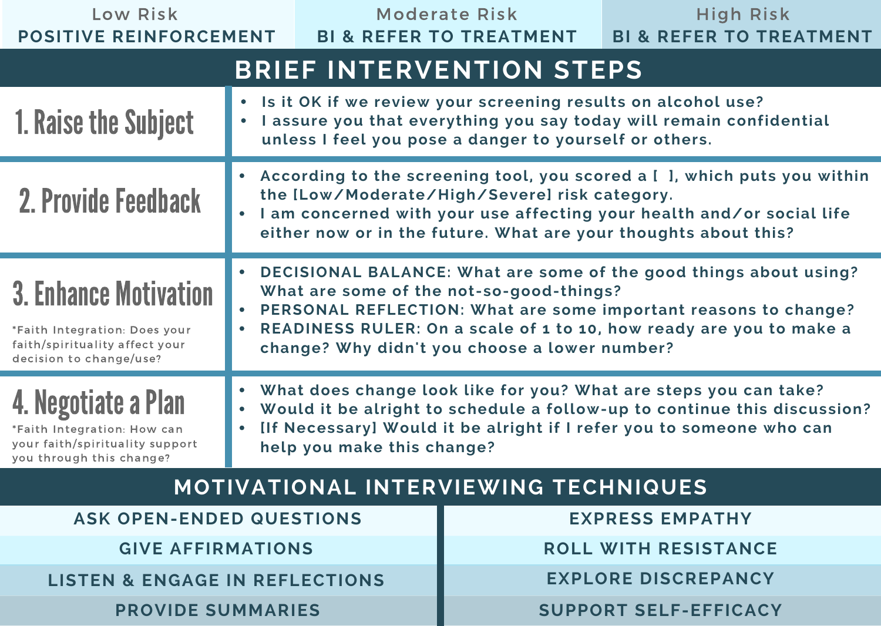| Low Risk | Moderate Risk | High Risk |
|---|---|---|
| POSITIVE REINFORCEMENT | BI & REFER TO TREATMENT | BI & REFER TO TREATMENT |

## BRIEF INTERVENTION STEPS

| | |
|---|---|
| **1. Raise the Subject** | • Is it OK if we review your screening results on alcohol use?<br>• I assure you that everything you say today will remain confidential unless I feel you pose a danger to yourself or others. |
| **2. Provide Feedback** | • According to the screening tool, you scored a [ ], which puts you within the [Low/Moderate/High/Severe] risk category.<br>• I am concerned with your use affecting your health and/or social life either now or in the future. What are your thoughts about this? |
| **3. Enhance Motivation**<br>*Faith Integration: Does your faith/spirituality affect your decision to change/use? | • DECISIONAL BALANCE: What are some of the good things about using? What are some of the not-so-good-things?<br>• PERSONAL REFLECTION: What are some important reasons to change?<br>• READINESS RULER: On a scale of 1 to 10, how ready are you to make a change? Why didn't you choose a lower number? |
| **4. Negotiate a Plan**<br>*Faith Integration: How can your faith/spirituality support you through this change? | • What does change look like for you? What are steps you can take?<br>• Would it be alright to schedule a follow-up to continue this discussion?<br>• [If Necessary] Would it be alright if I refer you to someone who can help you make this change? |

## MOTIVATIONAL INTERVIEWING TECHNIQUES

| | |
|---|---|
| ASK OPEN-ENDED QUESTIONS | EXPRESS EMPATHY |
| GIVE AFFIRMATIONS | ROLL WITH RESISTANCE |
| LISTEN & ENGAGE IN REFLECTIONS | EXPLORE DISCREPANCY |
| PROVIDE SUMMARIES | SUPPORT SELF-EFFICACY |